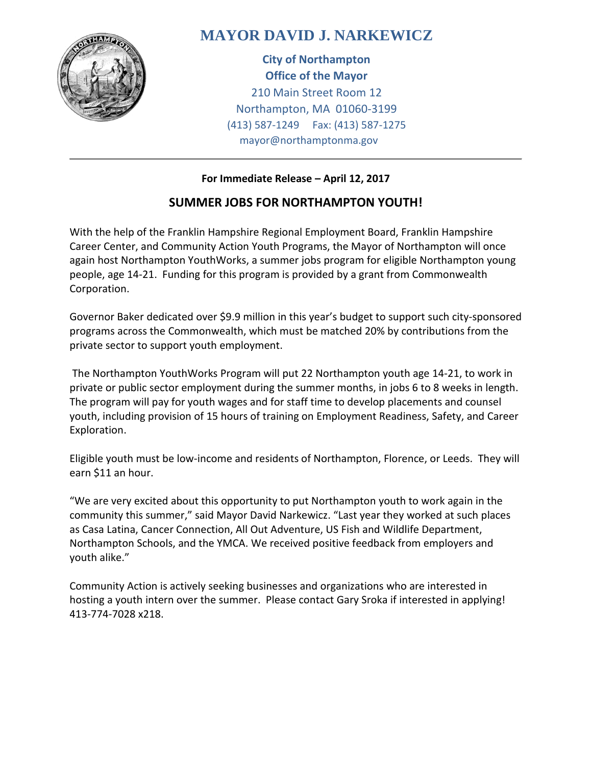# MAYOR DAVID J. NARKEWICZ

**City of Northampton**
**Office of the Mayor**
210 Main Street Room 12
Northampton, MA 01060-3199
(413) 587-1249 Fax: (413) 587-1275
mayor@northamptonma.gov

---

**For Immediate Release – April 12, 2017**

## SUMMER JOBS FOR NORTHAMPTON YOUTH!

With the help of the Franklin Hampshire Regional Employment Board, Franklin Hampshire Career Center, and Community Action Youth Programs, the Mayor of Northampton will once again host Northampton YouthWorks, a summer jobs program for eligible Northampton young people, age 14-21. Funding for this program is provided by a grant from Commonwealth Corporation.

Governor Baker dedicated over $9.9 million in this year's budget to support such city-sponsored programs across the Commonwealth, which must be matched 20% by contributions from the private sector to support youth employment.

The Northampton YouthWorks Program will put 22 Northampton youth age 14-21, to work in private or public sector employment during the summer months, in jobs 6 to 8 weeks in length. The program will pay for youth wages and for staff time to develop placements and counsel youth, including provision of 15 hours of training on Employment Readiness, Safety, and Career Exploration.

Eligible youth must be low-income and residents of Northampton, Florence, or Leeds. They will earn $11 an hour.

"We are very excited about this opportunity to put Northampton youth to work again in the community this summer," said Mayor David Narkewicz. "Last year they worked at such places as Casa Latina, Cancer Connection, All Out Adventure, US Fish and Wildlife Department, Northampton Schools, and the YMCA. We received positive feedback from employers and youth alike."

Community Action is actively seeking businesses and organizations who are interested in hosting a youth intern over the summer. Please contact Gary Sroka if interested in applying! 413-774-7028 x218.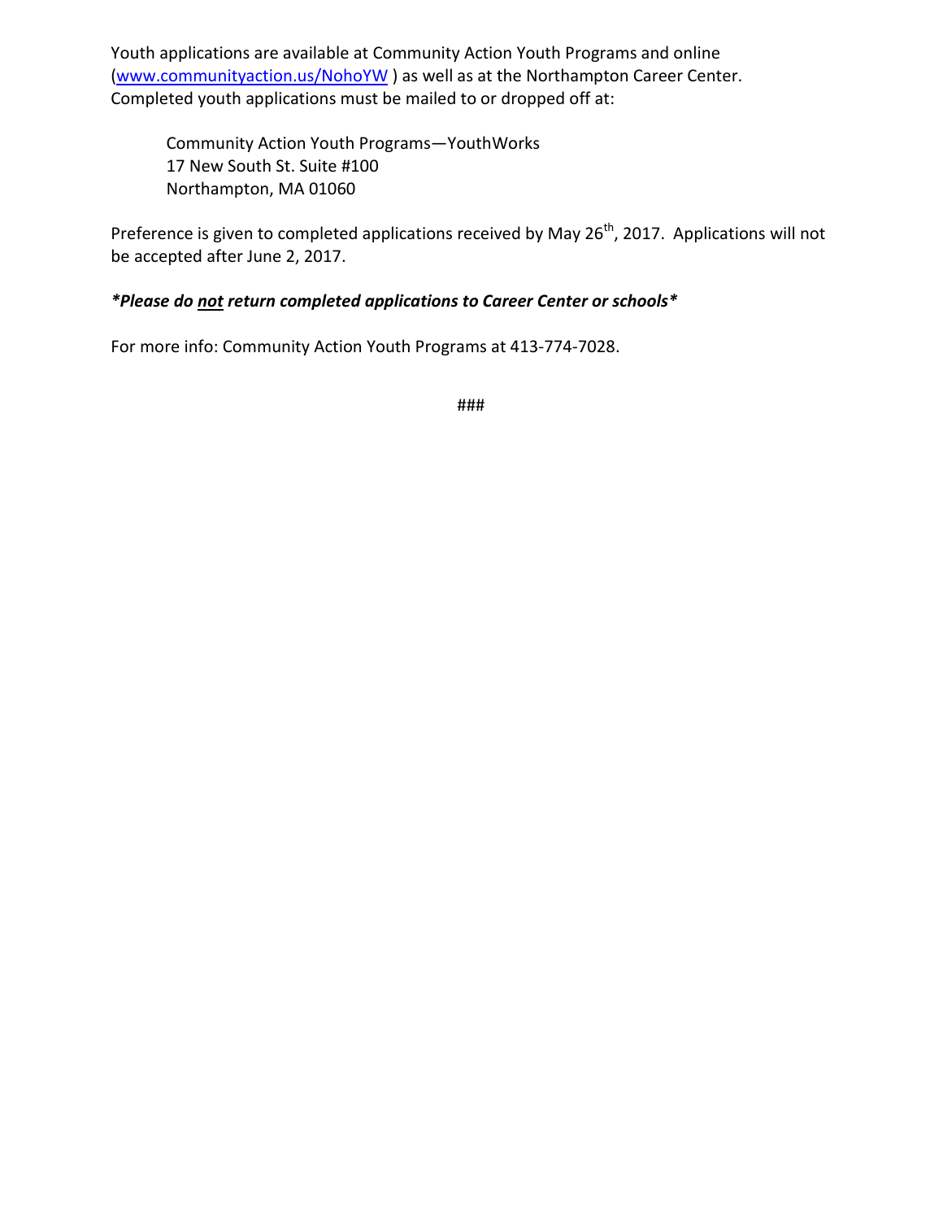Youth applications are available at Community Action Youth Programs and online (www.communityaction.us/NohoYW ) as well as at the Northampton Career Center. Completed youth applications must be mailed to or dropped off at:

Community Action Youth Programs—YouthWorks
17 New South St. Suite #100
Northampton, MA 01060

Preference is given to completed applications received by May 26th, 2017. Applications will not be accepted after June 2, 2017.

***Please do <u>not</u> return completed applications to Career Center or schools***

For more info: Community Action Youth Programs at 413-774-7028.

###